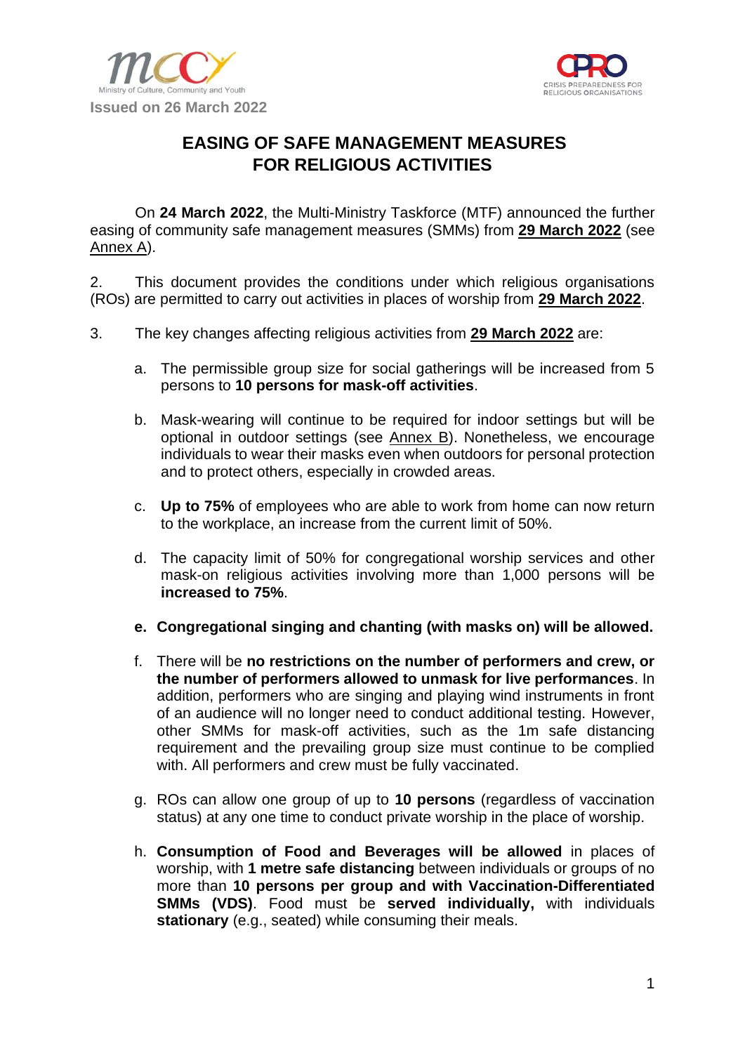Issued on 26 March 2022

# EASING OF SAFE MANAGEMENT MEASURES FOR RELIGIOUS ACTIVITIES

On **24 March 2022**, the Multi-Ministry Taskforce (MTF) announced the further easing of community safe management measures (SMMs) from **29 March 2022** (see Annex A).

2. This document provides the conditions under which religious organisations (ROs) are permitted to carry out activities in places of worship from **29 March 2022**.

3. The key changes affecting religious activities from **29 March 2022** are:

   a. The permissible group size for social gatherings will be increased from 5 persons to **10 persons for mask-off activities**.

   b. Mask-wearing will continue to be required for indoor settings but will be optional in outdoor settings (see Annex B). Nonetheless, we encourage individuals to wear their masks even when outdoors for personal protection and to protect others, especially in crowded areas.

   c. **Up to 75%** of employees who are able to work from home can now return to the workplace, an increase from the current limit of 50%.

   d. The capacity limit of 50% for congregational worship services and other mask-on religious activities involving more than 1,000 persons will be **increased to 75%**.

   **e. Congregational singing and chanting (with masks on) will be allowed.**

   f. There will be **no restrictions on the number of performers and crew, or the number of performers allowed to unmask for live performances**. In addition, performers who are singing and playing wind instruments in front of an audience will no longer need to conduct additional testing. However, other SMMs for mask-off activities, such as the 1m safe distancing requirement and the prevailing group size must continue to be complied with. All performers and crew must be fully vaccinated.

   g. ROs can allow one group of up to **10 persons** (regardless of vaccination status) at any one time to conduct private worship in the place of worship.

   h. **Consumption of Food and Beverages will be allowed** in places of worship, with **1 metre safe distancing** between individuals or groups of no more than **10 persons per group and with Vaccination-Differentiated SMMs (VDS)**. Food must be **served individually,** with individuals **stationary** (e.g., seated) while consuming their meals.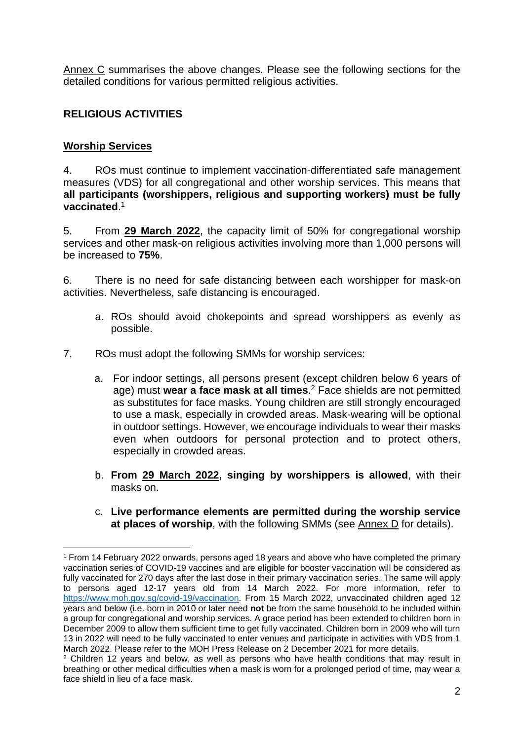Annex C summarises the above changes. Please see the following sections for the detailed conditions for various permitted religious activities.

## RELIGIOUS ACTIVITIES

### Worship Services

4. ROs must continue to implement vaccination-differentiated safe management measures (VDS) for all congregational and other worship services. This means that **all participants (worshippers, religious and supporting workers) must be fully vaccinated**.[1]

5. From **29 March 2022**, the capacity limit of 50% for congregational worship services and other mask-on religious activities involving more than 1,000 persons will be increased to **75%**.

6. There is no need for safe distancing between each worshipper for mask-on activities. Nevertheless, safe distancing is encouraged.

   a. ROs should avoid chokepoints and spread worshippers as evenly as possible.

7. ROs must adopt the following SMMs for worship services:

   a. For indoor settings, all persons present (except children below 6 years of age) must **wear a face mask at all times**.[2] Face shields are not permitted as substitutes for face masks. Young children are still strongly encouraged to use a mask, especially in crowded areas. Mask-wearing will be optional in outdoor settings. However, we encourage individuals to wear their masks even when outdoors for personal protection and to protect others, especially in crowded areas.

   b. **From 29 March 2022, singing by worshippers is allowed**, with their masks on.

   c. **Live performance elements are permitted during the worship service at places of worship**, with the following SMMs (see Annex D for details).

---

[1] From 14 February 2022 onwards, persons aged 18 years and above who have completed the primary vaccination series of COVID-19 vaccines and are eligible for booster vaccination will be considered as fully vaccinated for 270 days after the last dose in their primary vaccination series. The same will apply to persons aged 12-17 years old from 14 March 2022. For more information, refer to https://www.moh.gov.sg/covid-19/vaccination. From 15 March 2022, unvaccinated children aged 12 years and below (i.e. born in 2010 or later need **not** be from the same household to be included within a group for congregational and worship services. A grace period has been extended to children born in December 2009 to allow them sufficient time to get fully vaccinated. Children born in 2009 who will turn 13 in 2022 will need to be fully vaccinated to enter venues and participate in activities with VDS from 1 March 2022. Please refer to the MOH Press Release on 2 December 2021 for more details.

[2] Children 12 years and below, as well as persons who have health conditions that may result in breathing or other medical difficulties when a mask is worn for a prolonged period of time, may wear a face shield in lieu of a face mask.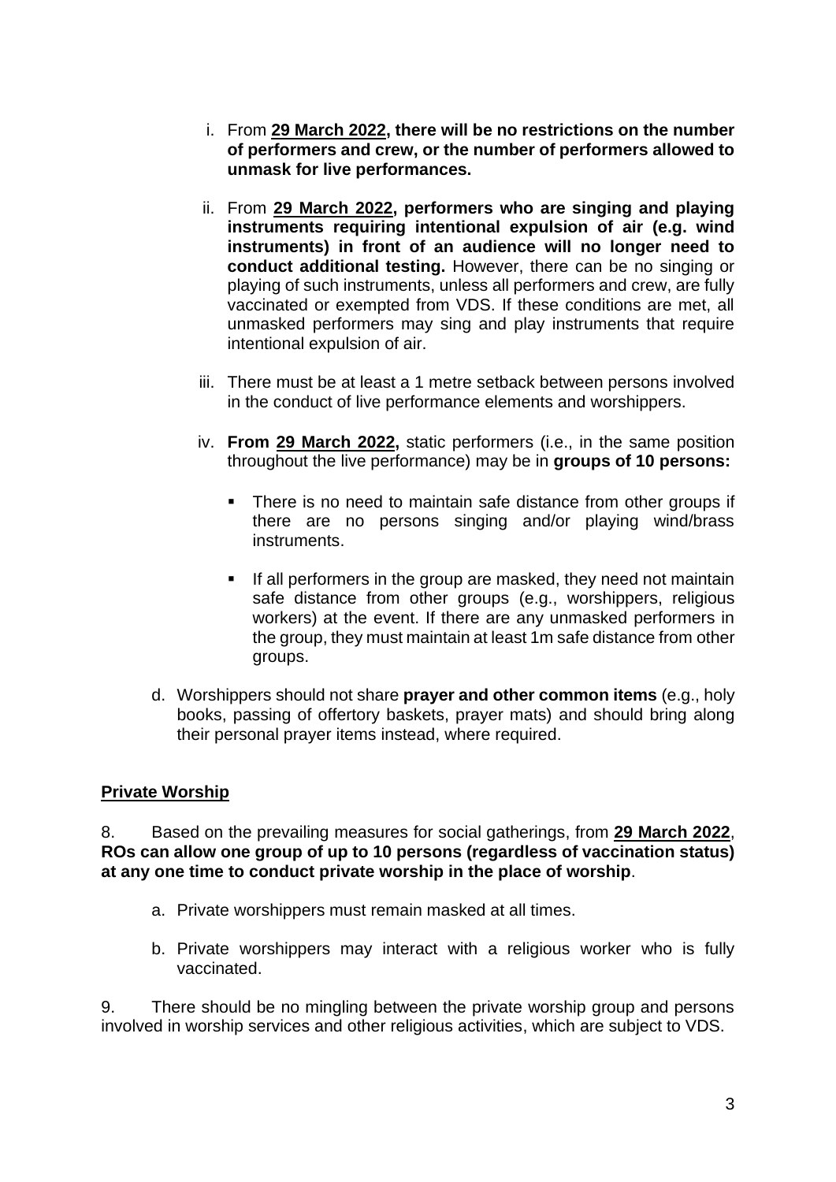i. From **29 March 2022, there will be no restrictions on the number of performers and crew, or the number of performers allowed to unmask for live performances.**

ii. From **29 March 2022, performers who are singing and playing instruments requiring intentional expulsion of air (e.g. wind instruments) in front of an audience will no longer need to conduct additional testing.** However, there can be no singing or playing of such instruments, unless all performers and crew, are fully vaccinated or exempted from VDS. If these conditions are met, all unmasked performers may sing and play instruments that require intentional expulsion of air.

iii. There must be at least a 1 metre setback between persons involved in the conduct of live performance elements and worshippers.

iv. **From 29 March 2022,** static performers (i.e., in the same position throughout the live performance) may be in **groups of 10 persons:**

- There is no need to maintain safe distance from other groups if there are no persons singing and/or playing wind/brass instruments.
- If all performers in the group are masked, they need not maintain safe distance from other groups (e.g., worshippers, religious workers) at the event. If there are any unmasked performers in the group, they must maintain at least 1m safe distance from other groups.

d. Worshippers should not share **prayer and other common items** (e.g., holy books, passing of offertory baskets, prayer mats) and should bring along their personal prayer items instead, where required.

**Private Worship**

8. Based on the prevailing measures for social gatherings, from **29 March 2022**, **ROs can allow one group of up to 10 persons (regardless of vaccination status) at any one time to conduct private worship in the place of worship**.

a. Private worshippers must remain masked at all times.

b. Private worshippers may interact with a religious worker who is fully vaccinated.

9. There should be no mingling between the private worship group and persons involved in worship services and other religious activities, which are subject to VDS.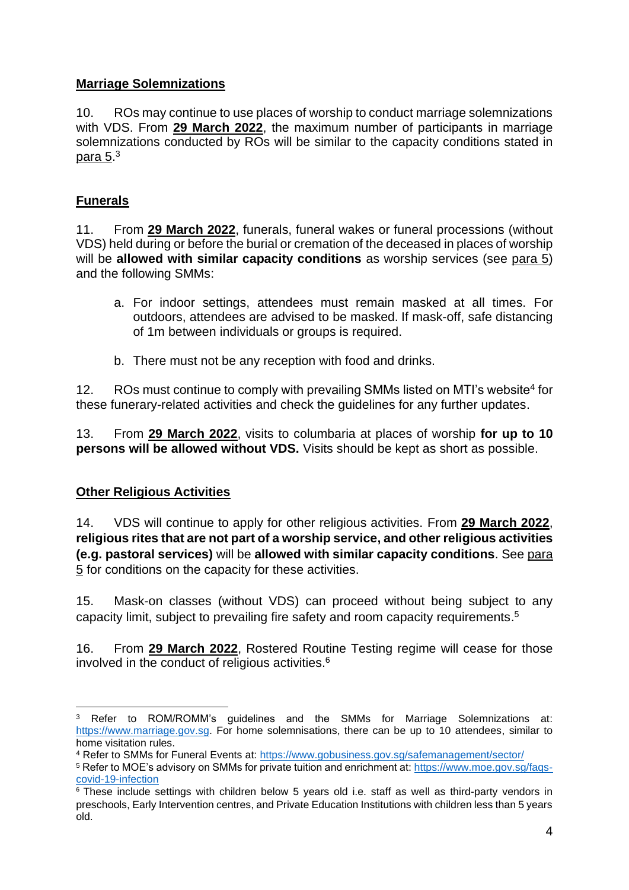**Marriage Solemnizations**

10. ROs may continue to use places of worship to conduct marriage solemnizations with VDS. From **29 March 2022**, the maximum number of participants in marriage solemnizations conducted by ROs will be similar to the capacity conditions stated in para 5.[3]

**Funerals**

11. From **29 March 2022**, funerals, funeral wakes or funeral processions (without VDS) held during or before the burial or cremation of the deceased in places of worship will be **allowed with similar capacity conditions** as worship services (see para 5) and the following SMMs:

a. For indoor settings, attendees must remain masked at all times. For outdoors, attendees are advised to be masked. If mask-off, safe distancing of 1m between individuals or groups is required.

b. There must not be any reception with food and drinks.

12. ROs must continue to comply with prevailing SMMs listed on MTI's website[4] for these funerary-related activities and check the guidelines for any further updates.

13. From **29 March 2022**, visits to columbaria at places of worship **for up to 10 persons will be allowed without VDS.** Visits should be kept as short as possible.

**Other Religious Activities**

14. VDS will continue to apply for other religious activities. From **29 March 2022**, **religious rites that are not part of a worship service, and other religious activities (e.g. pastoral services)** will be **allowed with similar capacity conditions**. See para 5 for conditions on the capacity for these activities.

15. Mask-on classes (without VDS) can proceed without being subject to any capacity limit, subject to prevailing fire safety and room capacity requirements.[5]

16. From **29 March 2022**, Rostered Routine Testing regime will cease for those involved in the conduct of religious activities.[6]

---

[3] Refer to ROM/ROMM's guidelines and the SMMs for Marriage Solemnizations at: https://www.marriage.gov.sg. For home solemnisations, there can be up to 10 attendees, similar to home visitation rules.

[4] Refer to SMMs for Funeral Events at: https://www.gobusiness.gov.sg/safemanagement/sector/

[5] Refer to MOE's advisory on SMMs for private tuition and enrichment at: https://www.moe.gov.sg/faqs-covid-19-infection

[6] These include settings with children below 5 years old i.e. staff as well as third-party vendors in preschools, Early Intervention centres, and Private Education Institutions with children less than 5 years old.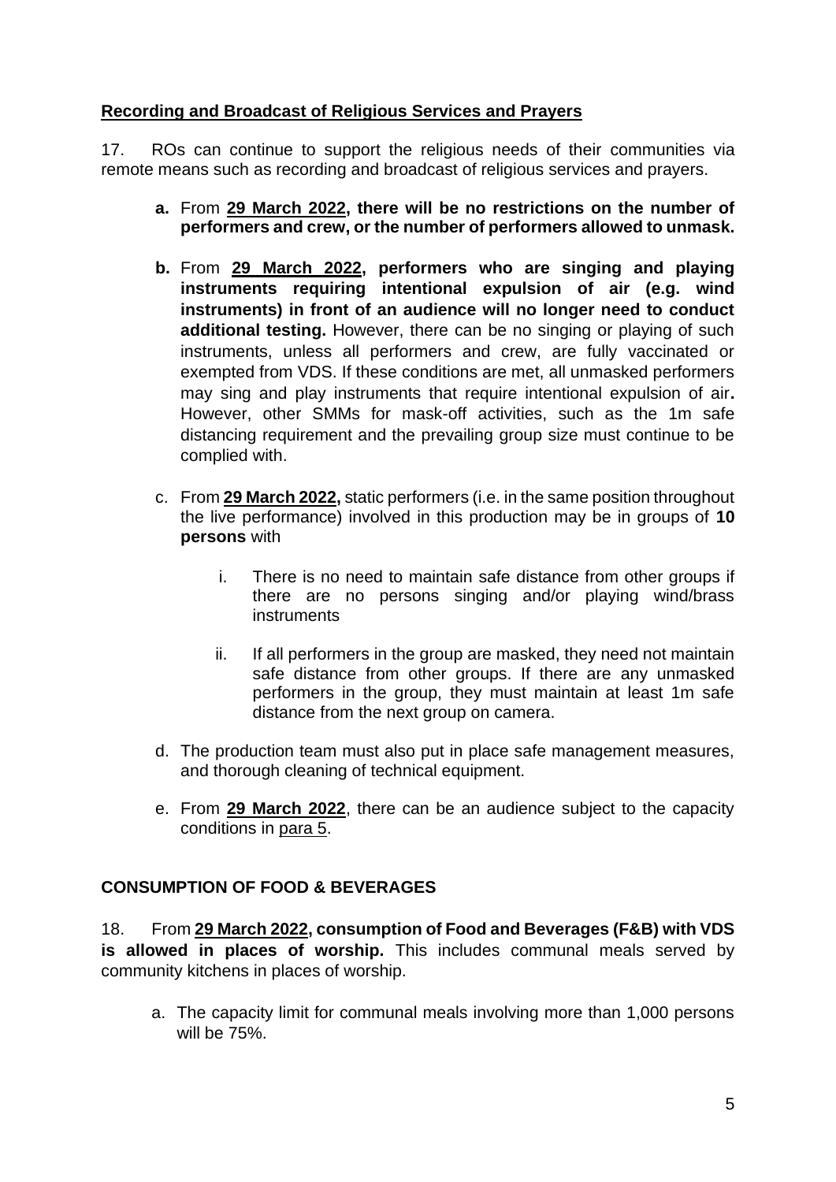**Recording and Broadcast of Religious Services and Prayers**

17. ROs can continue to support the religious needs of their communities via remote means such as recording and broadcast of religious services and prayers.

**a.** From **29 March 2022, there will be no restrictions on the number of performers and crew, or the number of performers allowed to unmask.**

**b.** From **29 March 2022, performers who are singing and playing instruments requiring intentional expulsion of air (e.g. wind instruments) in front of an audience will no longer need to conduct additional testing.** However, there can be no singing or playing of such instruments, unless all performers and crew, are fully vaccinated or exempted from VDS. If these conditions are met, all unmasked performers may sing and play instruments that require intentional expulsion of air**.** However, other SMMs for mask-off activities, such as the 1m safe distancing requirement and the prevailing group size must continue to be complied with.

c. From **29 March 2022,** static performers (i.e. in the same position throughout the live performance) involved in this production may be in groups of **10 persons** with

   i. There is no need to maintain safe distance from other groups if there are no persons singing and/or playing wind/brass instruments

   ii. If all performers in the group are masked, they need not maintain safe distance from other groups. If there are any unmasked performers in the group, they must maintain at least 1m safe distance from the next group on camera.

d. The production team must also put in place safe management measures, and thorough cleaning of technical equipment.

e. From **29 March 2022**, there can be an audience subject to the capacity conditions in para 5.

**CONSUMPTION OF FOOD & BEVERAGES**

18. From **29 March 2022, consumption of Food and Beverages (F&B) with VDS is allowed in places of worship.** This includes communal meals served by community kitchens in places of worship.

a. The capacity limit for communal meals involving more than 1,000 persons will be 75%.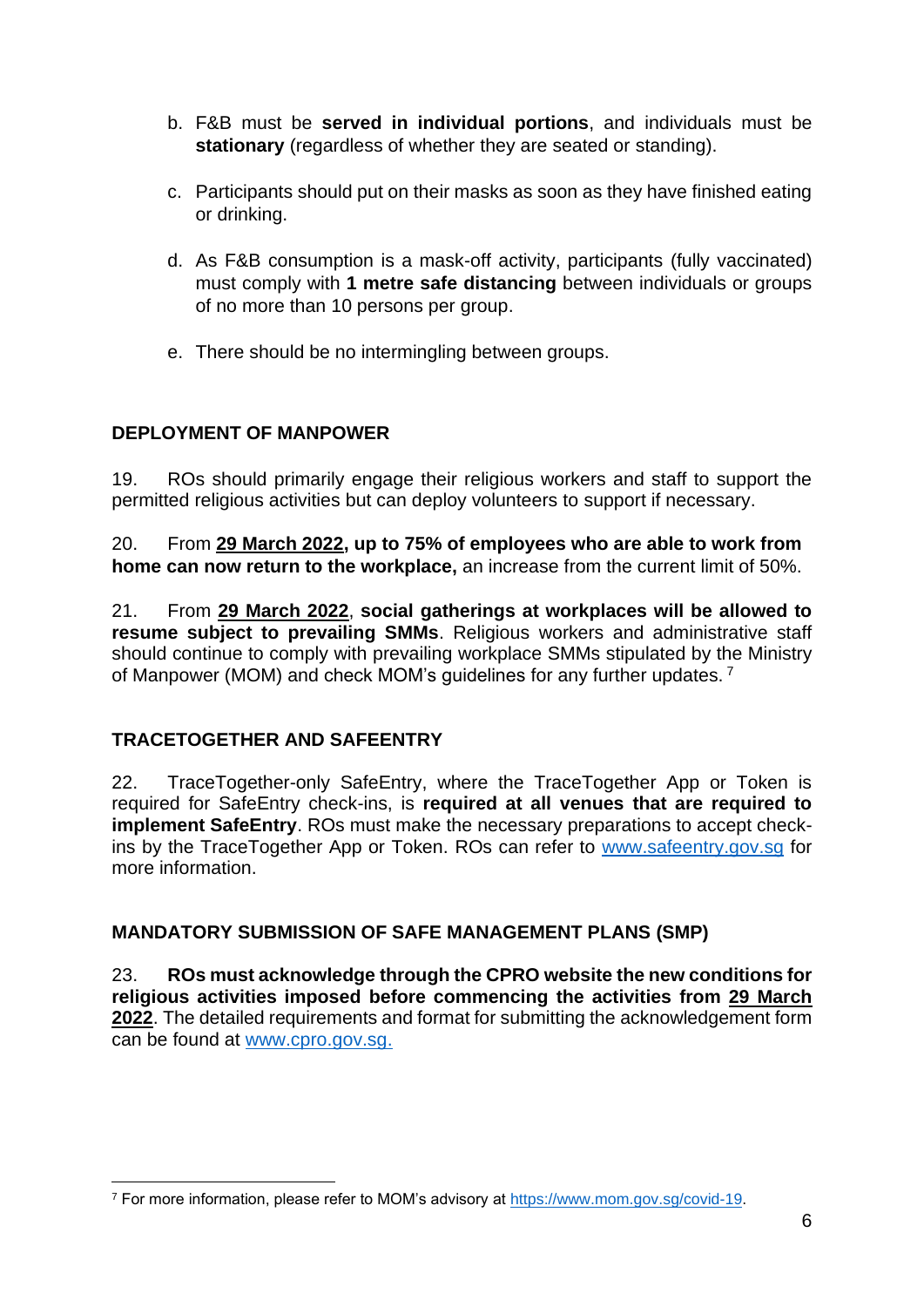b. F&B must be **served in individual portions**, and individuals must be **stationary** (regardless of whether they are seated or standing).

c. Participants should put on their masks as soon as they have finished eating or drinking.

d. As F&B consumption is a mask-off activity, participants (fully vaccinated) must comply with **1 metre safe distancing** between individuals or groups of no more than 10 persons per group.

e. There should be no intermingling between groups.

## DEPLOYMENT OF MANPOWER

19. ROs should primarily engage their religious workers and staff to support the permitted religious activities but can deploy volunteers to support if necessary.

20. From **29 March 2022, up to 75% of employees who are able to work from home can now return to the workplace,** an increase from the current limit of 50%.

21. From **29 March 2022**, **social gatherings at workplaces will be allowed to resume subject to prevailing SMMs**. Religious workers and administrative staff should continue to comply with prevailing workplace SMMs stipulated by the Ministry of Manpower (MOM) and check MOM's guidelines for any further updates. [7]

## TRACETOGETHER AND SAFEENTRY

22. TraceTogether-only SafeEntry, where the TraceTogether App or Token is required for SafeEntry check-ins, is **required at all venues that are required to implement SafeEntry**. ROs must make the necessary preparations to accept check-ins by the TraceTogether App or Token. ROs can refer to www.safeentry.gov.sg for more information.

## MANDATORY SUBMISSION OF SAFE MANAGEMENT PLANS (SMP)

23. **ROs must acknowledge through the CPRO website the new conditions for religious activities imposed before commencing the activities from 29 March 2022**. The detailed requirements and format for submitting the acknowledgement form can be found at www.cpro.gov.sg.

---

[7] For more information, please refer to MOM's advisory at https://www.mom.gov.sg/covid-19.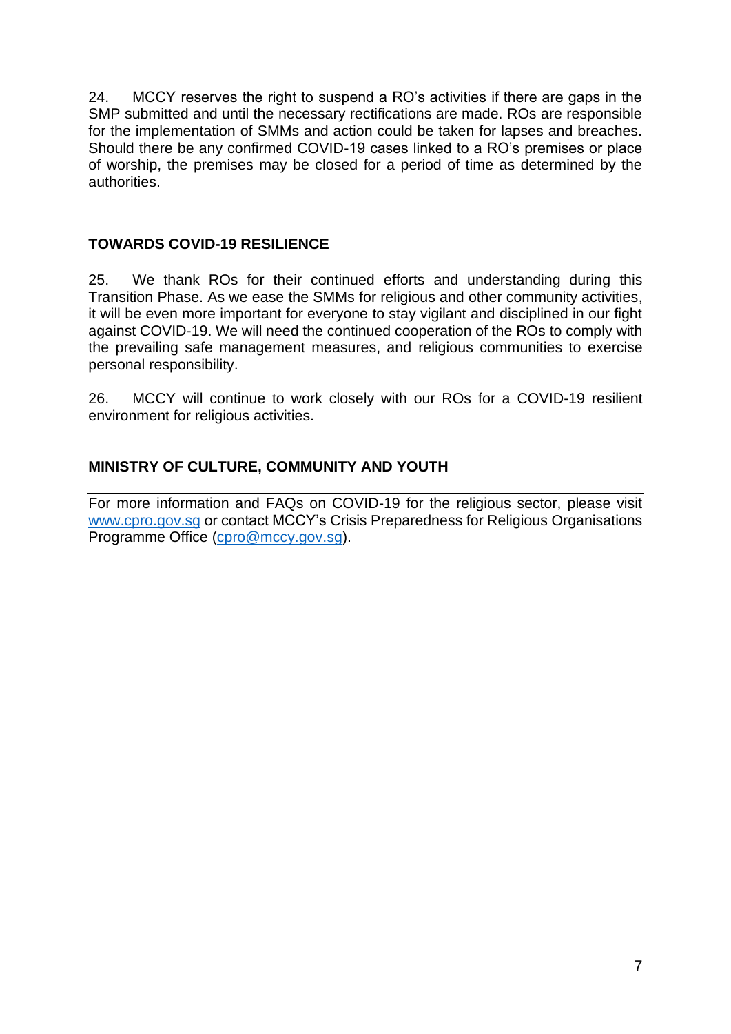24. MCCY reserves the right to suspend a RO's activities if there are gaps in the SMP submitted and until the necessary rectifications are made. ROs are responsible for the implementation of SMMs and action could be taken for lapses and breaches. Should there be any confirmed COVID-19 cases linked to a RO's premises or place of worship, the premises may be closed for a period of time as determined by the authorities.

## TOWARDS COVID-19 RESILIENCE

25. We thank ROs for their continued efforts and understanding during this Transition Phase. As we ease the SMMs for religious and other community activities, it will be even more important for everyone to stay vigilant and disciplined in our fight against COVID-19. We will need the continued cooperation of the ROs to comply with the prevailing safe management measures, and religious communities to exercise personal responsibility.

26. MCCY will continue to work closely with our ROs for a COVID-19 resilient environment for religious activities.

**MINISTRY OF CULTURE, COMMUNITY AND YOUTH**

---

For more information and FAQs on COVID-19 for the religious sector, please visit [www.cpro.gov.sg](www.cpro.gov.sg) or contact MCCY's Crisis Preparedness for Religious Organisations Programme Office ([cpro@mccy.gov.sg](mailto:cpro@mccy.gov.sg)).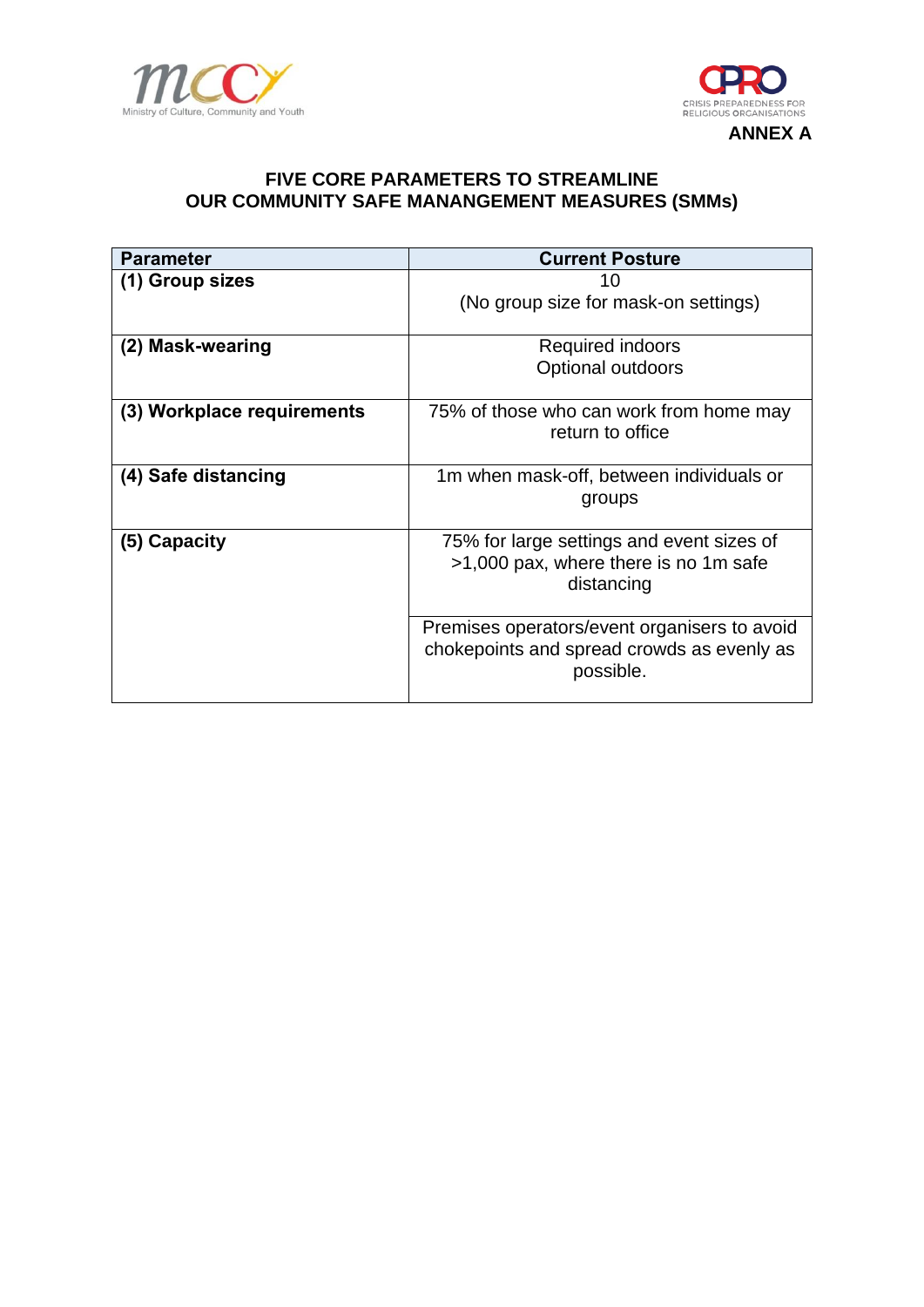ANNEX A

## FIVE CORE PARAMETERS TO STREAMLINE OUR COMMUNITY SAFE MANANGEMENT MEASURES (SMMs)

| Parameter | Current Posture |
|---|---|
| **(1) Group sizes** | 10<br>(No group size for mask-on settings) |
| **(2) Mask-wearing** | Required indoors<br>Optional outdoors |
| **(3) Workplace requirements** | 75% of those who can work from home may return to office |
| **(4) Safe distancing** | 1m when mask-off, between individuals or groups |
| **(5) Capacity** | 75% for large settings and event sizes of >1,000 pax, where there is no 1m safe distancing |
| | Premises operators/event organisers to avoid chokepoints and spread crowds as evenly as possible. |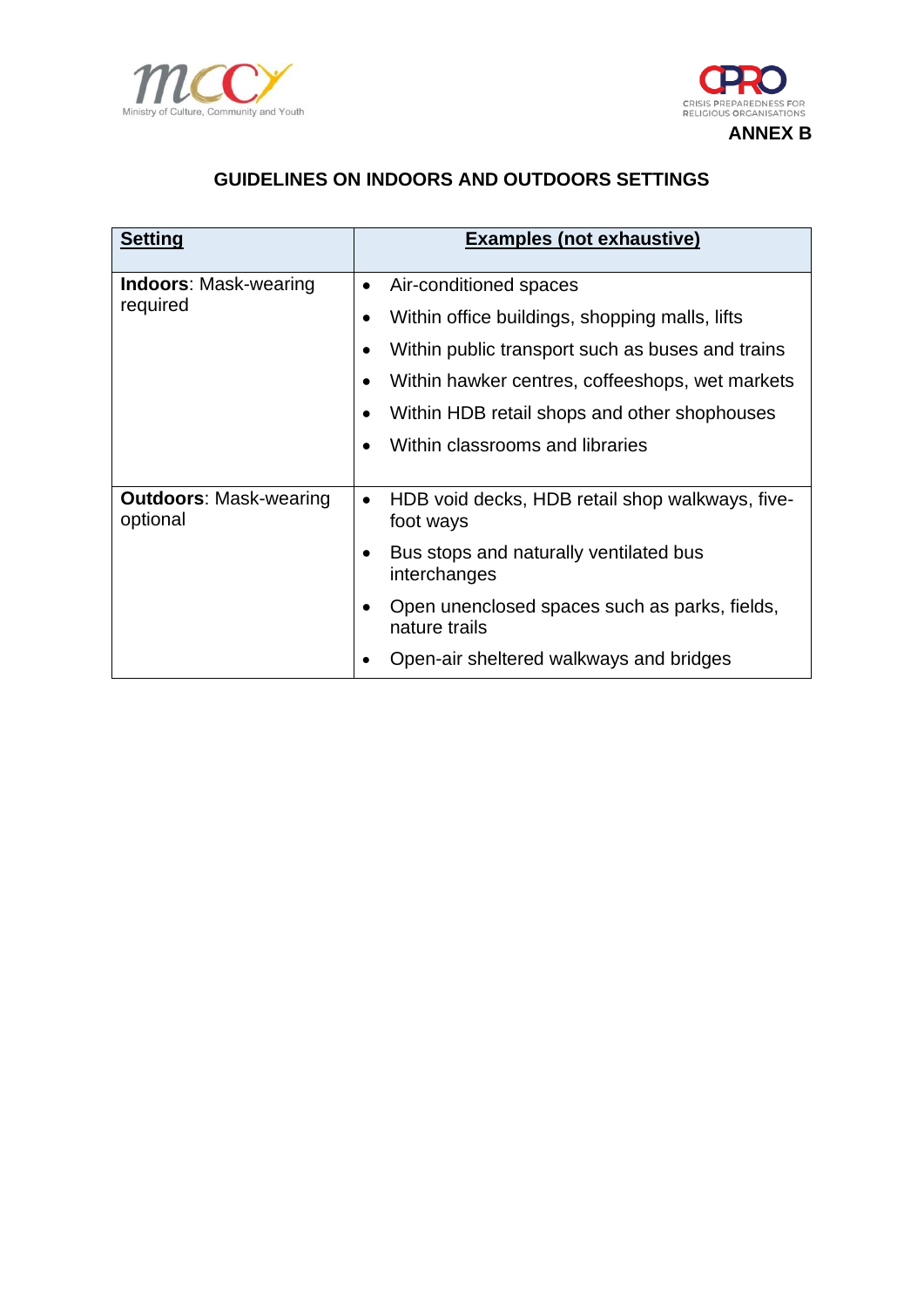**ANNEX B**

## GUIDELINES ON INDOORS AND OUTDOORS SETTINGS

| Setting | Examples (not exhaustive) |
|---|---|
| **Indoors**: Mask-wearing required | • Air-conditioned spaces<br>• Within office buildings, shopping malls, lifts<br>• Within public transport such as buses and trains<br>• Within hawker centres, coffeeshops, wet markets<br>• Within HDB retail shops and other shophouses<br>• Within classrooms and libraries |
| **Outdoors**: Mask-wearing optional | • HDB void decks, HDB retail shop walkways, five-foot ways<br>• Bus stops and naturally ventilated bus interchanges<br>• Open unenclosed spaces such as parks, fields, nature trails<br>• Open-air sheltered walkways and bridges |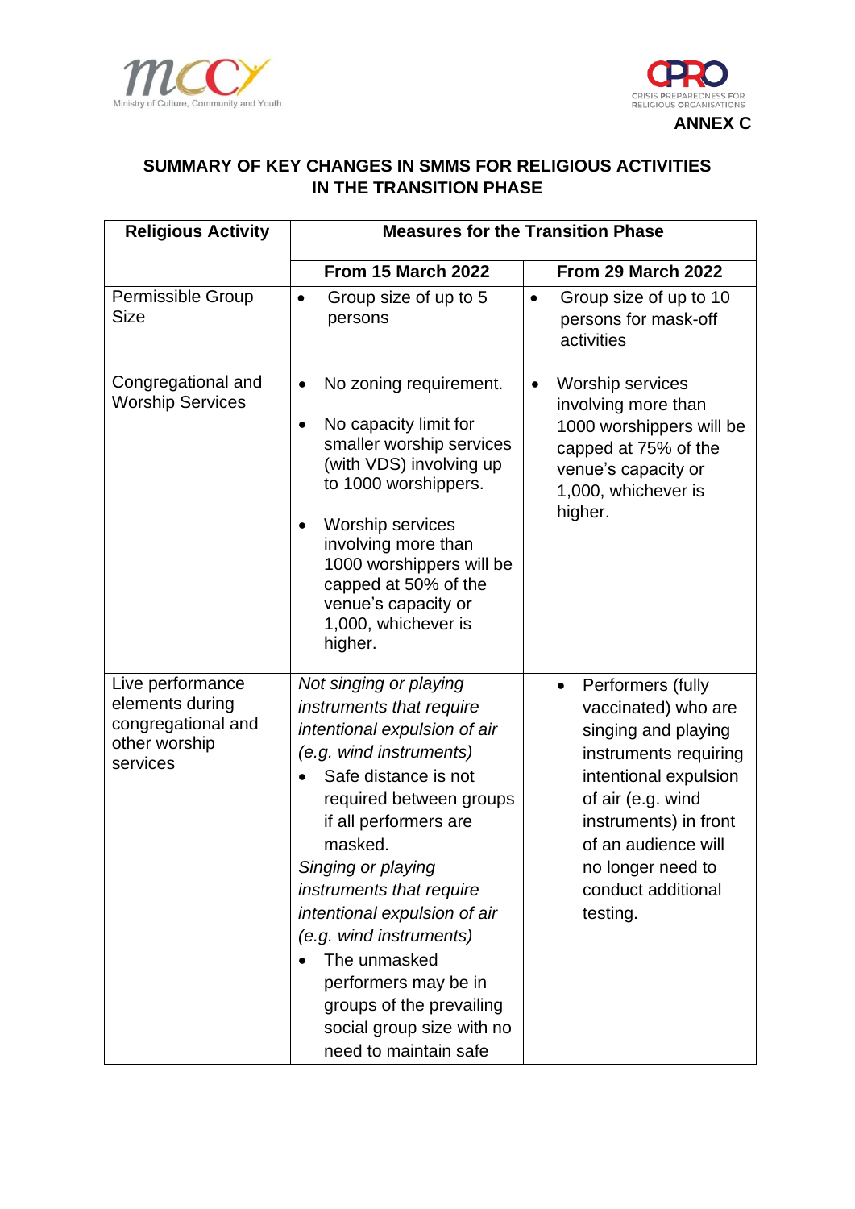ANNEX C

## SUMMARY OF KEY CHANGES IN SMMS FOR RELIGIOUS ACTIVITIES IN THE TRANSITION PHASE

| Religious Activity | Measures for the Transition Phase | |
|---|---|---|
| | **From 15 March 2022** | **From 29 March 2022** |
| Permissible Group Size | • Group size of up to 5 persons | • Group size of up to 10 persons for mask-off activities |
| Congregational and Worship Services | • No zoning requirement.<br>• No capacity limit for smaller worship services (with VDS) involving up to 1000 worshippers.<br>• Worship services involving more than 1000 worshippers will be capped at 50% of the venue's capacity or 1,000, whichever is higher. | • Worship services involving more than 1000 worshippers will be capped at 75% of the venue's capacity or 1,000, whichever is higher. |
| Live performance elements during congregational and other worship services | *Not singing or playing instruments that require intentional expulsion of air (e.g. wind instruments)*<br>• Safe distance is not required between groups if all performers are masked.<br>*Singing or playing instruments that require intentional expulsion of air (e.g. wind instruments)*<br>• The unmasked performers may be in groups of the prevailing social group size with no need to maintain safe | • Performers (fully vaccinated) who are singing and playing instruments requiring intentional expulsion of air (e.g. wind instruments) in front of an audience will no longer need to conduct additional testing. |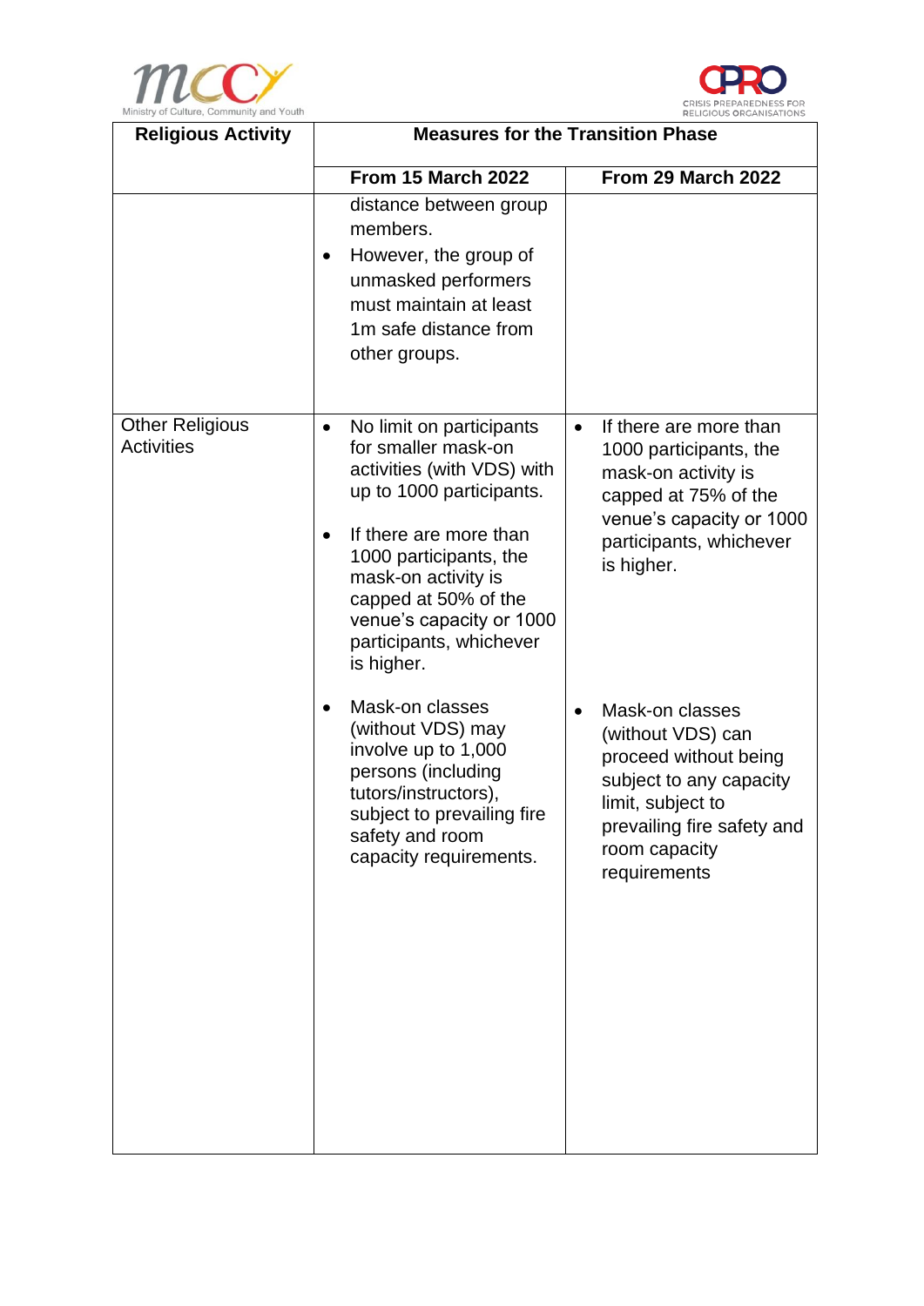| Religious Activity | Measures for the Transition Phase | |
|---|---|---|
| | **From 15 March 2022** | **From 29 March 2022** |
| | distance between group members.<br>• However, the group of unmasked performers must maintain at least 1m safe distance from other groups. | |
| Other Religious Activities | • No limit on participants for smaller mask-on activities (with VDS) with up to 1000 participants.<br>• If there are more than 1000 participants, the mask-on activity is capped at 50% of the venue's capacity or 1000 participants, whichever is higher.<br>• Mask-on classes (without VDS) may involve up to 1,000 persons (including tutors/instructors), subject to prevailing fire safety and room capacity requirements. | • If there are more than 1000 participants, the mask-on activity is capped at 75% of the venue's capacity or 1000 participants, whichever is higher.<br>• Mask-on classes (without VDS) can proceed without being subject to any capacity limit, subject to prevailing fire safety and room capacity requirements |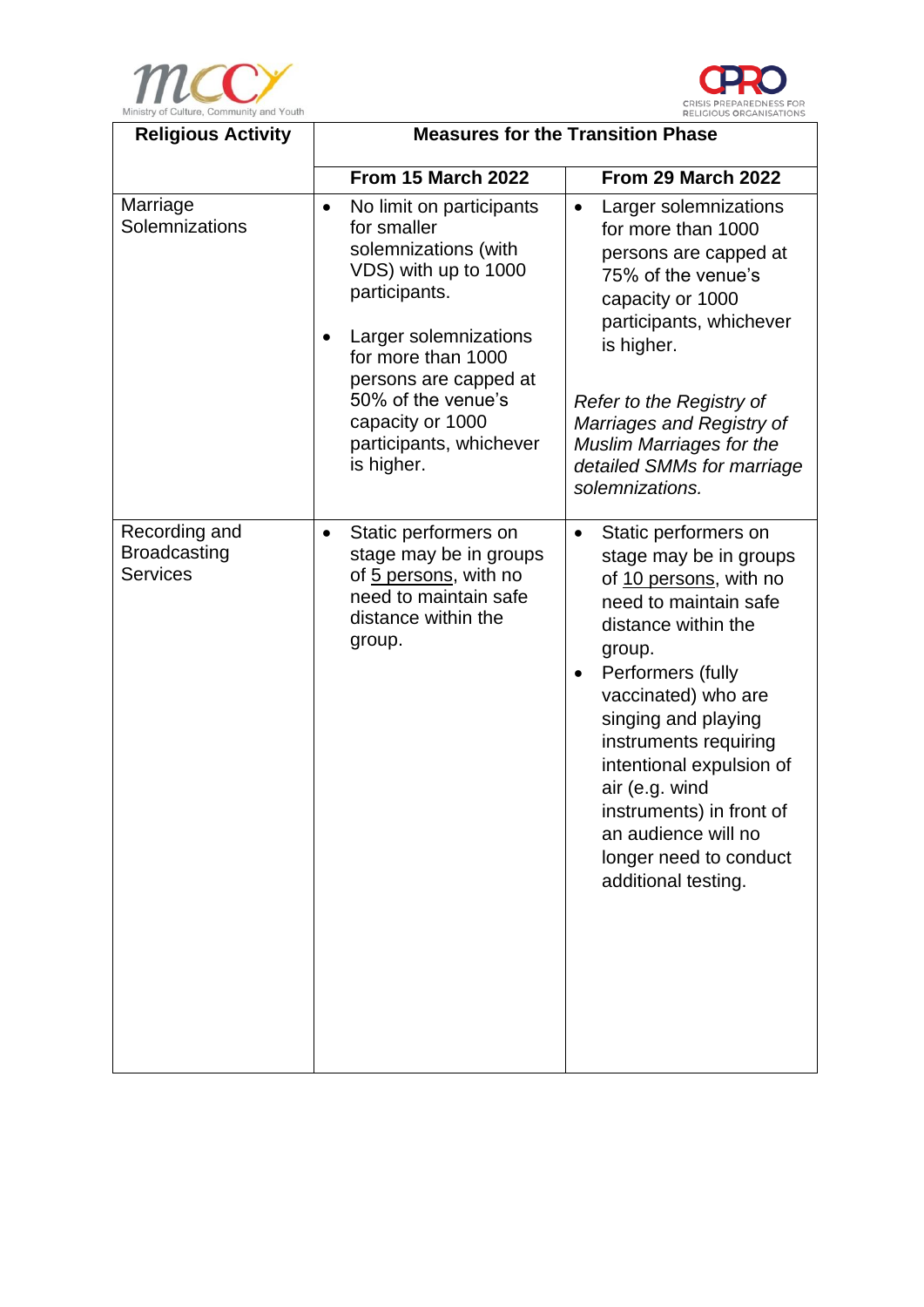| Religious Activity | Measures for the Transition Phase | |
|---|---|---|
| | **From 15 March 2022** | **From 29 March 2022** |
| Marriage Solemnizations | • No limit on participants for smaller solemnizations (with VDS) with up to 1000 participants.<br><br>• Larger solemnizations for more than 1000 persons are capped at 50% of the venue's capacity or 1000 participants, whichever is higher. | • Larger solemnizations for more than 1000 persons are capped at 75% of the venue's capacity or 1000 participants, whichever is higher.<br><br>*Refer to the Registry of Marriages and Registry of Muslim Marriages for the detailed SMMs for marriage solemnizations.* |
| Recording and Broadcasting Services | • Static performers on stage may be in groups of 5 persons, with no need to maintain safe distance within the group. | • Static performers on stage may be in groups of 10 persons, with no need to maintain safe distance within the group.<br>• Performers (fully vaccinated) who are singing and playing instruments requiring intentional expulsion of air (e.g. wind instruments) in front of an audience will no longer need to conduct additional testing. |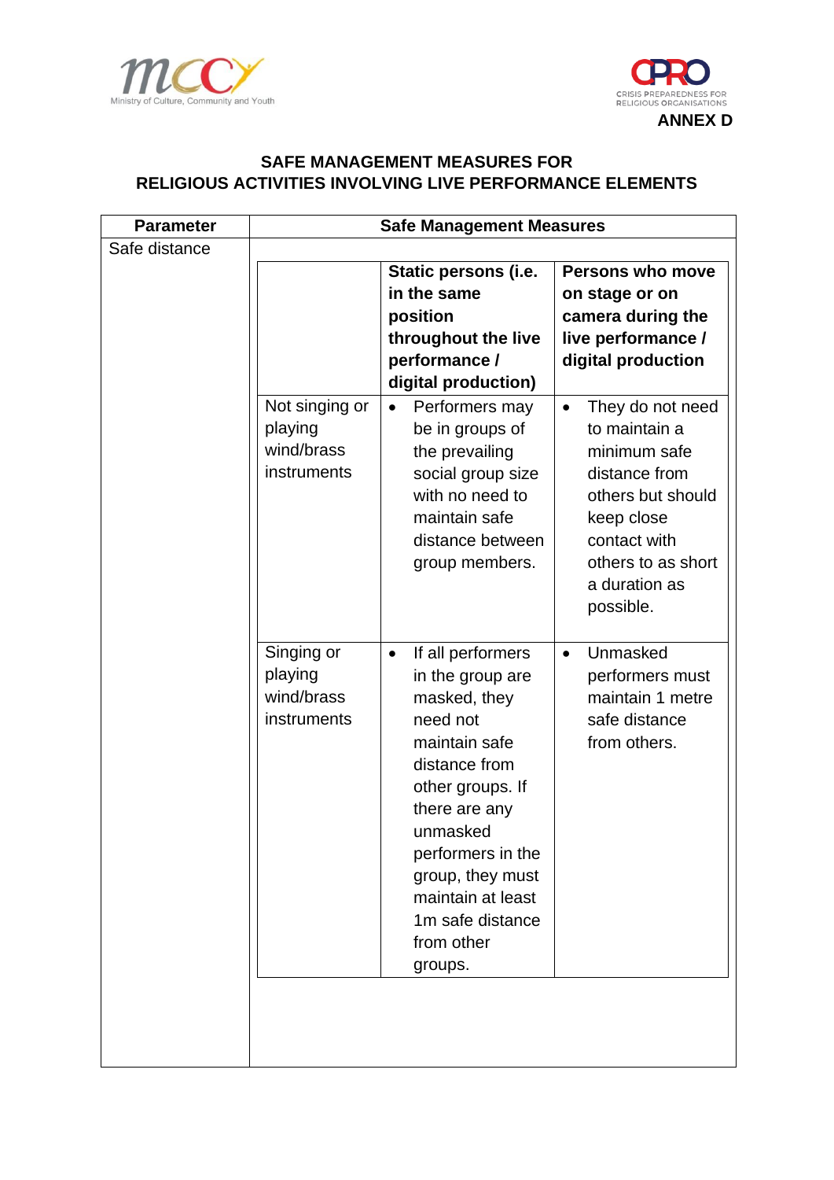ANNEX D

## SAFE MANAGEMENT MEASURES FOR RELIGIOUS ACTIVITIES INVOLVING LIVE PERFORMANCE ELEMENTS

| Parameter | Safe Management Measures | | |
|---|---|---|---|
| Safe distance | | **Static persons (i.e. in the same position throughout the live performance / digital production)** | **Persons who move on stage or on camera during the live performance / digital production** |
| | Not singing or playing wind/brass instruments | • Performers may be in groups of the prevailing social group size with no need to maintain safe distance between group members. | • They do not need to maintain a minimum safe distance from others but should keep close contact with others to as short a duration as possible. |
| | Singing or playing wind/brass instruments | • If all performers in the group are masked, they need not maintain safe distance from other groups. If there are any unmasked performers in the group, they must maintain at least 1m safe distance from other groups. | • Unmasked performers must maintain 1 metre safe distance from others. |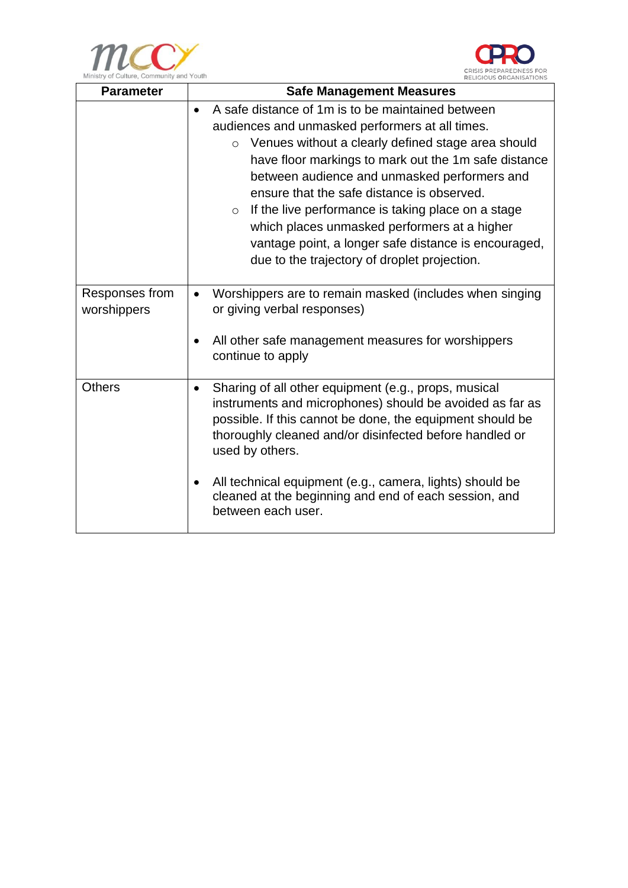| Parameter | Safe Management Measures |
|---|---|
| | • A safe distance of 1m is to be maintained between audiences and unmasked performers at all times.<br>  ○ Venues without a clearly defined stage area should have floor markings to mark out the 1m safe distance between audience and unmasked performers and ensure that the safe distance is observed.<br>  ○ If the live performance is taking place on a stage which places unmasked performers at a higher vantage point, a longer safe distance is encouraged, due to the trajectory of droplet projection. |
| Responses from worshippers | • Worshippers are to remain masked (includes when singing or giving verbal responses)<br><br>• All other safe management measures for worshippers continue to apply |
| Others | • Sharing of all other equipment (e.g., props, musical instruments and microphones) should be avoided as far as possible. If this cannot be done, the equipment should be thoroughly cleaned and/or disinfected before handled or used by others.<br><br>• All technical equipment (e.g., camera, lights) should be cleaned at the beginning and end of each session, and between each user. |